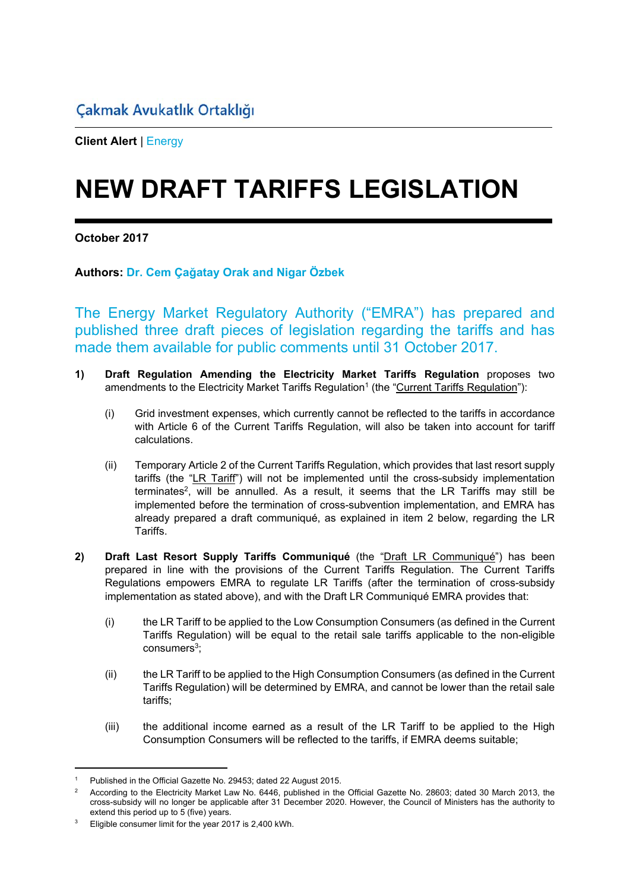Çakmak Avukatlık Ortaklığı

**Client Alert** | Energy

# NEW DRAFT TARIFFS LEGISLATION

**October 2017**

**Authors:** **Dr. Cem Çağatay Orak and Nigar Özbek**

The Energy Market Regulatory Authority ("EMRA") has prepared and published three draft pieces of legislation regarding the tariffs and has made them available for public comments until 31 October 2017.

1) **Draft Regulation Amending the Electricity Market Tariffs Regulation** proposes two amendments to the Electricity Market Tariffs Regulation[1] (the "Current Tariffs Regulation"):

   (i) Grid investment expenses, which currently cannot be reflected to the tariffs in accordance with Article 6 of the Current Tariffs Regulation, will also be taken into account for tariff calculations.

   (ii) Temporary Article 2 of the Current Tariffs Regulation, which provides that last resort supply tariffs (the "LR Tariff") will not be implemented until the cross-subsidy implementation terminates[2], will be annulled. As a result, it seems that the LR Tariffs may still be implemented before the termination of cross-subvention implementation, and EMRA has already prepared a draft communiqué, as explained in item 2 below, regarding the LR Tariffs.

2) **Draft Last Resort Supply Tariffs Communiqué** (the "Draft LR Communiqué") has been prepared in line with the provisions of the Current Tariffs Regulation. The Current Tariffs Regulations empowers EMRA to regulate LR Tariffs (after the termination of cross-subsidy implementation as stated above), and with the Draft LR Communiqué EMRA provides that:

   (i) the LR Tariff to be applied to the Low Consumption Consumers (as defined in the Current Tariffs Regulation) will be equal to the retail sale tariffs applicable to the non-eligible consumers[3];

   (ii) the LR Tariff to be applied to the High Consumption Consumers (as defined in the Current Tariffs Regulation) will be determined by EMRA, and cannot be lower than the retail sale tariffs;

   (iii) the additional income earned as a result of the LR Tariff to be applied to the High Consumption Consumers will be reflected to the tariffs, if EMRA deems suitable;

---

[1] Published in the Official Gazette No. 29453; dated 22 August 2015.

[2] According to the Electricity Market Law No. 6446, published in the Official Gazette No. 28603; dated 30 March 2013, the cross-subsidy will no longer be applicable after 31 December 2020. However, the Council of Ministers has the authority to extend this period up to 5 (five) years.

[3] Eligible consumer limit for the year 2017 is 2,400 kWh.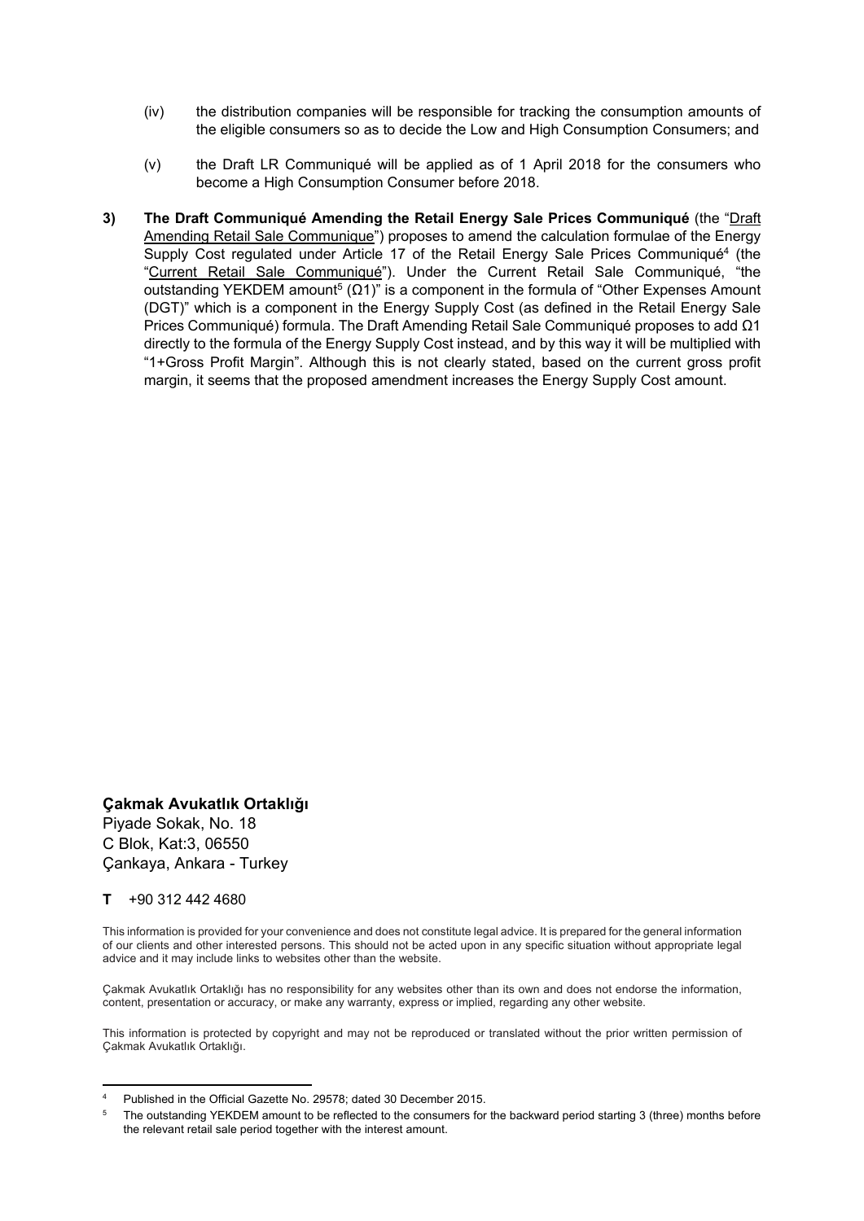(iv) the distribution companies will be responsible for tracking the consumption amounts of the eligible consumers so as to decide the Low and High Consumption Consumers; and

(v) the Draft LR Communiqué will be applied as of 1 April 2018 for the consumers who become a High Consumption Consumer before 2018.

**3) The Draft Communiqué Amending the Retail Energy Sale Prices Communiqué** (the "Draft Amending Retail Sale Communique") proposes to amend the calculation formulae of the Energy Supply Cost regulated under Article 17 of the Retail Energy Sale Prices Communiqué[4] (the "Current Retail Sale Communiqué"). Under the Current Retail Sale Communiqué, "the outstanding YEKDEM amount[5] (Ω1)" is a component in the formula of "Other Expenses Amount (DGT)" which is a component in the Energy Supply Cost (as defined in the Retail Energy Sale Prices Communiqué) formula. The Draft Amending Retail Sale Communiqué proposes to add Ω1 directly to the formula of the Energy Supply Cost instead, and by this way it will be multiplied with "1+Gross Profit Margin". Although this is not clearly stated, based on the current gross profit margin, it seems that the proposed amendment increases the Energy Supply Cost amount.

**Çakmak Avukatlık Ortaklığı**
Piyade Sokak, No. 18
C Blok, Kat:3, 06550
Çankaya, Ankara - Turkey

**T** +90 312 442 4680

This information is provided for your convenience and does not constitute legal advice. It is prepared for the general information of our clients and other interested persons. This should not be acted upon in any specific situation without appropriate legal advice and it may include links to websites other than the website.

Çakmak Avukatlık Ortaklığı has no responsibility for any websites other than its own and does not endorse the information, content, presentation or accuracy, or make any warranty, express or implied, regarding any other website.

This information is protected by copyright and may not be reproduced or translated without the prior written permission of Çakmak Avukatlık Ortaklığı.

[4] Published in the Official Gazette No. 29578; dated 30 December 2015.

[5] The outstanding YEKDEM amount to be reflected to the consumers for the backward period starting 3 (three) months before the relevant retail sale period together with the interest amount.